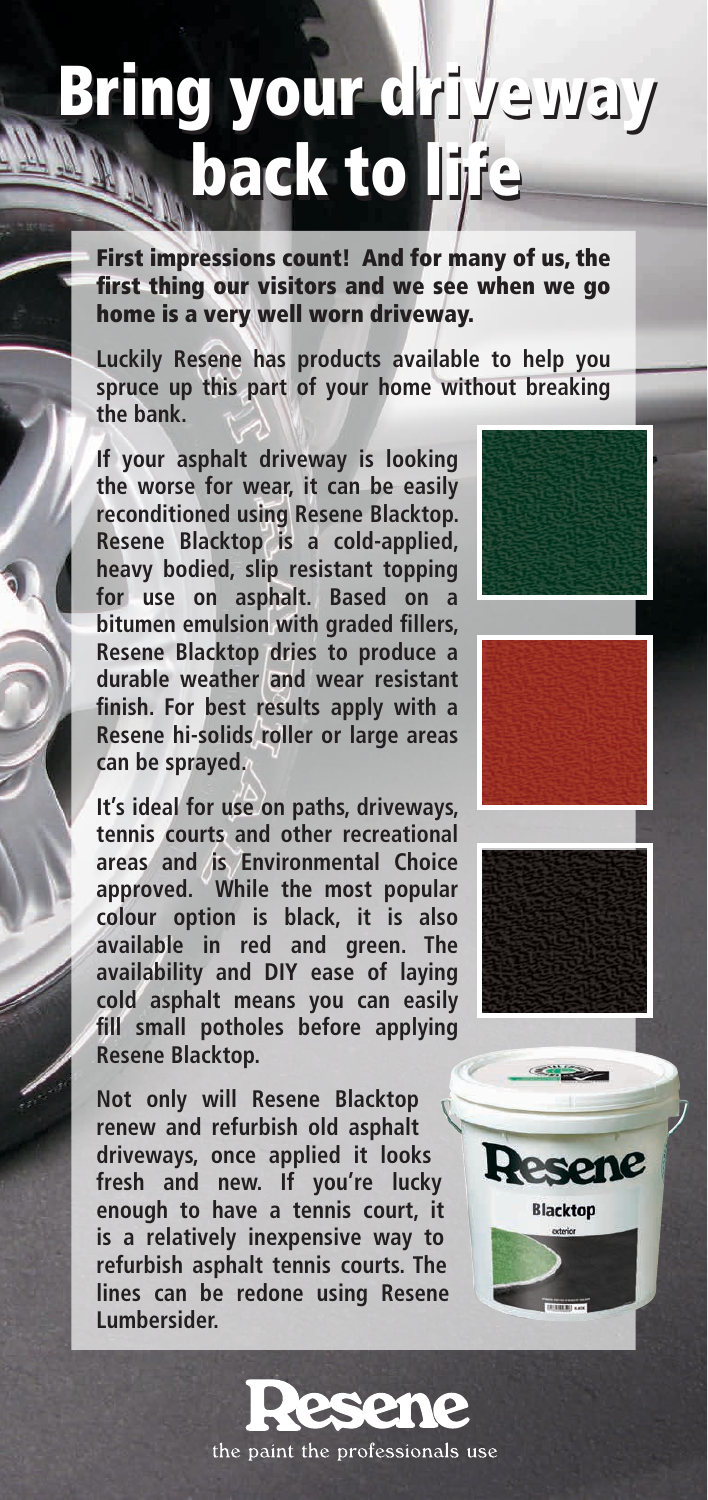# Bring your driveway back to life

**First impressions count! And for many of us, the first thing our visitors and we see when we go home is a very well worn driveway.**

**Luckily Resene has products available to help you spruce up this part of your home without breaking the bank.**

**If your asphalt driveway is looking the worse for wear, it can be easily reconditioned using Resene Blacktop. Resene Blacktop is a cold-applied, heavy bodied, slip resistant topping for use on asphalt. Based on a bitumen emulsion with graded fillers, Resene Blacktop dries to produce a durable weather and wear resistant finish. For best results apply with a Resene hi-solids roller or large areas can be sprayed.**

**It's ideal for use on paths, driveways, tennis courts and other recreational areas and is Environmental Choice approved. While the most popular colour option is black, it is also available in red and green. The availability and DIY ease of laying cold asphalt means you can easily fill small potholes before applying Resene Blacktop.**

**Not only will Resene Blacktop renew and refurbish old asphalt driveways, once applied it looks fresh and new. If you're lucky enough to have a tennis court, it is a relatively inexpensive way to refurbish asphalt tennis courts. The lines can be redone using Resene Lumbersider.**

**Resene**

the paint the professionals use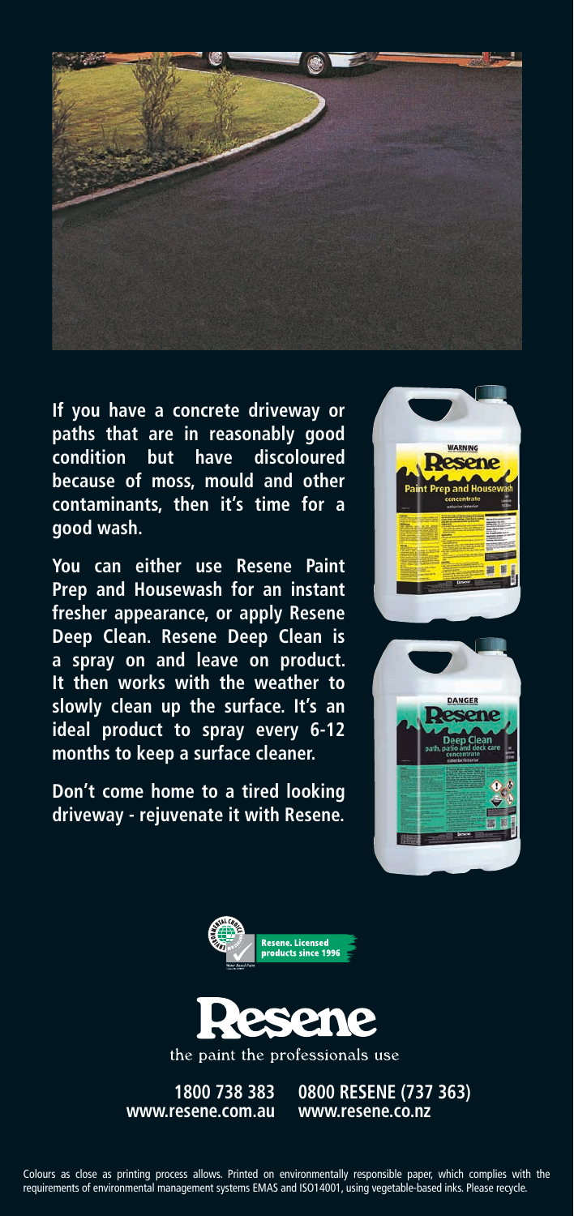**If you have a concrete driveway or paths that are in reasonably good condition but have discoloured because of moss, mould and other contaminants, then it's time for a good wash.**

**You can either use Resene Paint Prep and Housewash for an instant fresher appearance, or apply Resene Deep Clean. Resene Deep Clean is a spray on and leave on product. It then works with the weather to slowly clean up the surface. It's an ideal product to spray every 6-12 months to keep a surface cleaner.**

**Don't come home to a tired looking driveway - rejuvenate it with Resene.**

Resene. Licensed products since 1996

Resene

the paint the professionals use

**1800 738 383**
**www.resene.com.au**

**0800 RESENE (737 363)**
**www.resene.co.nz**

Colours as close as printing process allows. Printed on environmentally responsible paper, which complies with the requirements of environmental management systems EMAS and ISO14001, using vegetable-based inks. Please recycle.